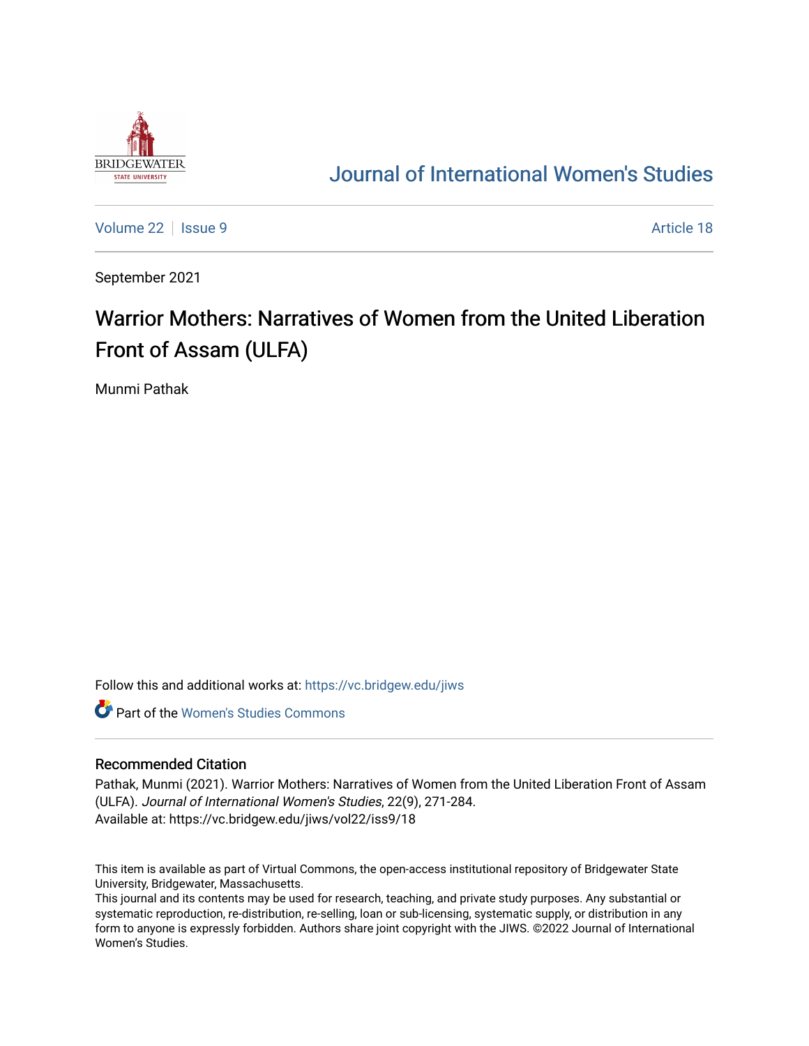Journal of International Women's Studies

Volume 22 | Issue 9 | Article 18

September 2021

# Warrior Mothers: Narratives of Women from the United Liberation Front of Assam (ULFA)

Munmi Pathak

Follow this and additional works at: https://vc.bridgew.edu/jiws

Part of the Women's Studies Commons

## Recommended Citation

Pathak, Munmi (2021). Warrior Mothers: Narratives of Women from the United Liberation Front of Assam (ULFA). *Journal of International Women's Studies*, 22(9), 271-284.
Available at: https://vc.bridgew.edu/jiws/vol22/iss9/18

This item is available as part of Virtual Commons, the open-access institutional repository of Bridgewater State University, Bridgewater, Massachusetts.
This journal and its contents may be used for research, teaching, and private study purposes. Any substantial or systematic reproduction, re-distribution, re-selling, loan or sub-licensing, systematic supply, or distribution in any form to anyone is expressly forbidden. Authors share joint copyright with the JIWS. ©2022 Journal of International Women's Studies.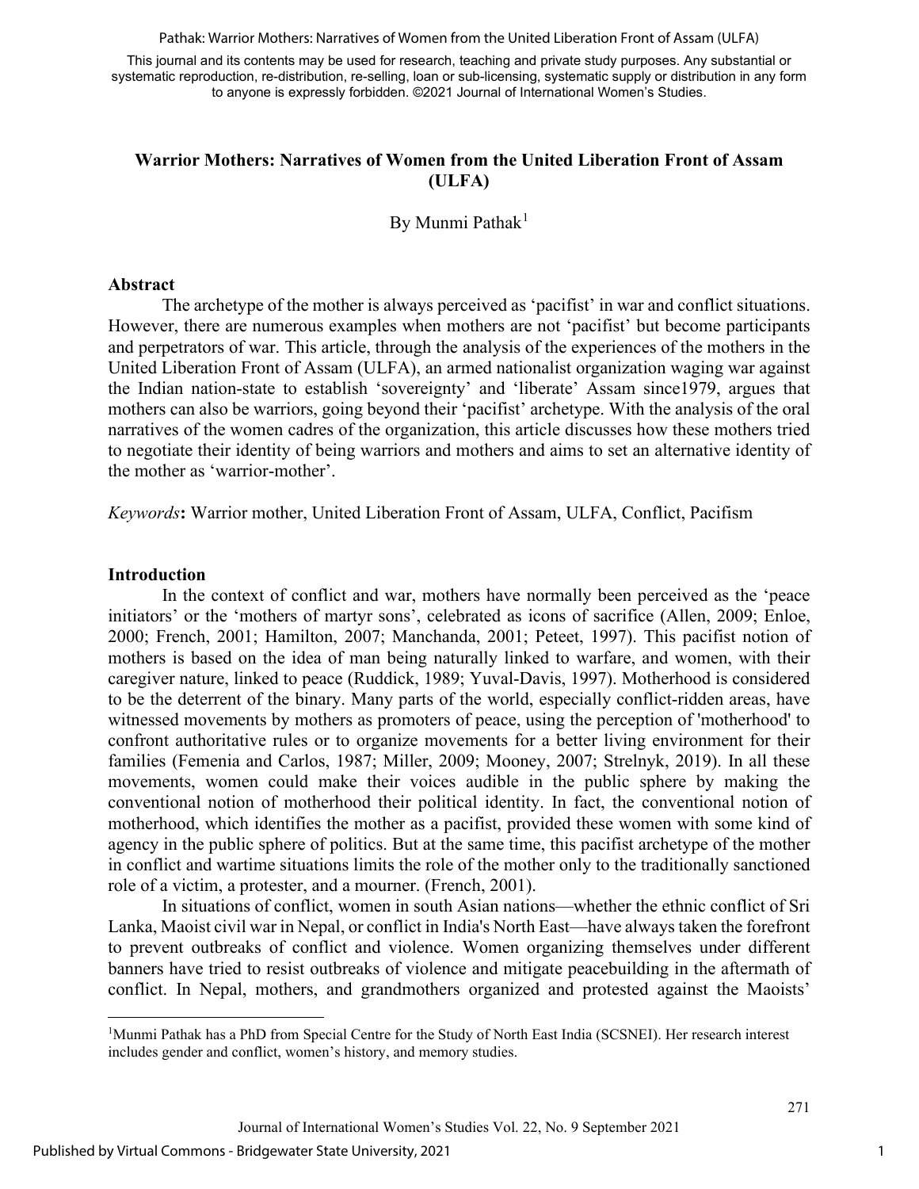# Warrior Mothers: Narratives of Women from the United Liberation Front of Assam (ULFA)

By Munmi Pathak[1]

## Abstract

The archetype of the mother is always perceived as 'pacifist' in war and conflict situations. However, there are numerous examples when mothers are not 'pacifist' but become participants and perpetrators of war. This article, through the analysis of the experiences of the mothers in the United Liberation Front of Assam (ULFA), an armed nationalist organization waging war against the Indian nation-state to establish 'sovereignty' and 'liberate' Assam since1979, argues that mothers can also be warriors, going beyond their 'pacifist' archetype. With the analysis of the oral narratives of the women cadres of the organization, this article discusses how these mothers tried to negotiate their identity of being warriors and mothers and aims to set an alternative identity of the mother as 'warrior-mother'.

*Keywords*: Warrior mother, United Liberation Front of Assam, ULFA, Conflict, Pacifism

## Introduction

In the context of conflict and war, mothers have normally been perceived as the 'peace initiators' or the 'mothers of martyr sons', celebrated as icons of sacrifice (Allen, 2009; Enloe, 2000; French, 2001; Hamilton, 2007; Manchanda, 2001; Peteet, 1997). This pacifist notion of mothers is based on the idea of man being naturally linked to warfare, and women, with their caregiver nature, linked to peace (Ruddick, 1989; Yuval-Davis, 1997). Motherhood is considered to be the deterrent of the binary. Many parts of the world, especially conflict-ridden areas, have witnessed movements by mothers as promoters of peace, using the perception of 'motherhood' to confront authoritative rules or to organize movements for a better living environment for their families (Femenia and Carlos, 1987; Miller, 2009; Mooney, 2007; Strelnyk, 2019). In all these movements, women could make their voices audible in the public sphere by making the conventional notion of motherhood their political identity. In fact, the conventional notion of motherhood, which identifies the mother as a pacifist, provided these women with some kind of agency in the public sphere of politics. But at the same time, this pacifist archetype of the mother in conflict and wartime situations limits the role of the mother only to the traditionally sanctioned role of a victim, a protester, and a mourner. (French, 2001).

In situations of conflict, women in south Asian nations—whether the ethnic conflict of Sri Lanka, Maoist civil war in Nepal, or conflict in India's North East—have always taken the forefront to prevent outbreaks of conflict and violence. Women organizing themselves under different banners have tried to resist outbreaks of violence and mitigate peacebuilding in the aftermath of conflict. In Nepal, mothers, and grandmothers organized and protested against the Maoists'

[1] Munmi Pathak has a PhD from Special Centre for the Study of North East India (SCSNEI). Her research interest includes gender and conflict, women's history, and memory studies.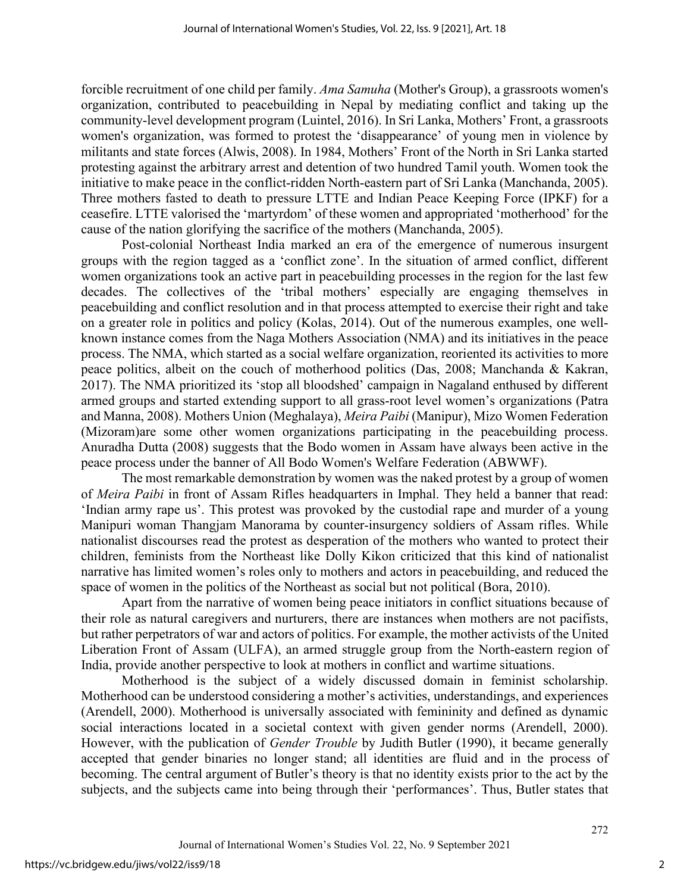forcible recruitment of one child per family. *Ama Samuha* (Mother's Group), a grassroots women's organization, contributed to peacebuilding in Nepal by mediating conflict and taking up the community-level development program (Luintel, 2016). In Sri Lanka, Mothers' Front, a grassroots women's organization, was formed to protest the 'disappearance' of young men in violence by militants and state forces (Alwis, 2008). In 1984, Mothers' Front of the North in Sri Lanka started protesting against the arbitrary arrest and detention of two hundred Tamil youth. Women took the initiative to make peace in the conflict-ridden North-eastern part of Sri Lanka (Manchanda, 2005). Three mothers fasted to death to pressure LTTE and Indian Peace Keeping Force (IPKF) for a ceasefire. LTTE valorised the 'martyrdom' of these women and appropriated 'motherhood' for the cause of the nation glorifying the sacrifice of the mothers (Manchanda, 2005).

Post-colonial Northeast India marked an era of the emergence of numerous insurgent groups with the region tagged as a 'conflict zone'. In the situation of armed conflict, different women organizations took an active part in peacebuilding processes in the region for the last few decades. The collectives of the 'tribal mothers' especially are engaging themselves in peacebuilding and conflict resolution and in that process attempted to exercise their right and take on a greater role in politics and policy (Kolas, 2014). Out of the numerous examples, one well-known instance comes from the Naga Mothers Association (NMA) and its initiatives in the peace process. The NMA, which started as a social welfare organization, reoriented its activities to more peace politics, albeit on the couch of motherhood politics (Das, 2008; Manchanda & Kakran, 2017). The NMA prioritized its 'stop all bloodshed' campaign in Nagaland enthused by different armed groups and started extending support to all grass-root level women's organizations (Patra and Manna, 2008). Mothers Union (Meghalaya), *Meira Paibi* (Manipur), Mizo Women Federation (Mizoram)are some other women organizations participating in the peacebuilding process. Anuradha Dutta (2008) suggests that the Bodo women in Assam have always been active in the peace process under the banner of All Bodo Women's Welfare Federation (ABWWF).

The most remarkable demonstration by women was the naked protest by a group of women of *Meira Paibi* in front of Assam Rifles headquarters in Imphal. They held a banner that read: 'Indian army rape us'. This protest was provoked by the custodial rape and murder of a young Manipuri woman Thangjam Manorama by counter-insurgency soldiers of Assam rifles. While nationalist discourses read the protest as desperation of the mothers who wanted to protect their children, feminists from the Northeast like Dolly Kikon criticized that this kind of nationalist narrative has limited women's roles only to mothers and actors in peacebuilding, and reduced the space of women in the politics of the Northeast as social but not political (Bora, 2010).

Apart from the narrative of women being peace initiators in conflict situations because of their role as natural caregivers and nurturers, there are instances when mothers are not pacifists, but rather perpetrators of war and actors of politics. For example, the mother activists of the United Liberation Front of Assam (ULFA), an armed struggle group from the North-eastern region of India, provide another perspective to look at mothers in conflict and wartime situations.

Motherhood is the subject of a widely discussed domain in feminist scholarship. Motherhood can be understood considering a mother's activities, understandings, and experiences (Arendell, 2000). Motherhood is universally associated with femininity and defined as dynamic social interactions located in a societal context with given gender norms (Arendell, 2000). However, with the publication of *Gender Trouble* by Judith Butler (1990), it became generally accepted that gender binaries no longer stand; all identities are fluid and in the process of becoming. The central argument of Butler's theory is that no identity exists prior to the act by the subjects, and the subjects came into being through their 'performances'. Thus, Butler states that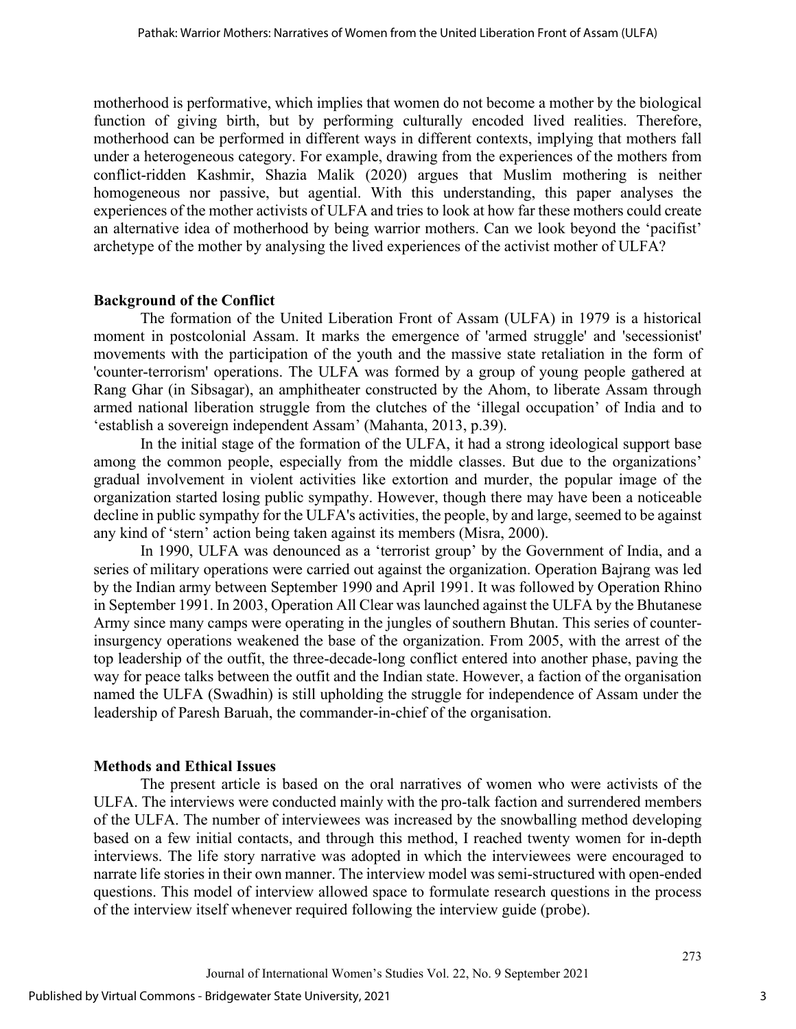motherhood is performative, which implies that women do not become a mother by the biological function of giving birth, but by performing culturally encoded lived realities. Therefore, motherhood can be performed in different ways in different contexts, implying that mothers fall under a heterogeneous category. For example, drawing from the experiences of the mothers from conflict-ridden Kashmir, Shazia Malik (2020) argues that Muslim mothering is neither homogeneous nor passive, but agential. With this understanding, this paper analyses the experiences of the mother activists of ULFA and tries to look at how far these mothers could create an alternative idea of motherhood by being warrior mothers. Can we look beyond the 'pacifist' archetype of the mother by analysing the lived experiences of the activist mother of ULFA?

## Background of the Conflict

The formation of the United Liberation Front of Assam (ULFA) in 1979 is a historical moment in postcolonial Assam. It marks the emergence of 'armed struggle' and 'secessionist' movements with the participation of the youth and the massive state retaliation in the form of 'counter-terrorism' operations. The ULFA was formed by a group of young people gathered at Rang Ghar (in Sibsagar), an amphitheater constructed by the Ahom, to liberate Assam through armed national liberation struggle from the clutches of the 'illegal occupation' of India and to 'establish a sovereign independent Assam' (Mahanta, 2013, p.39).

In the initial stage of the formation of the ULFA, it had a strong ideological support base among the common people, especially from the middle classes. But due to the organizations' gradual involvement in violent activities like extortion and murder, the popular image of the organization started losing public sympathy. However, though there may have been a noticeable decline in public sympathy for the ULFA's activities, the people, by and large, seemed to be against any kind of 'stern' action being taken against its members (Misra, 2000).

In 1990, ULFA was denounced as a 'terrorist group' by the Government of India, and a series of military operations were carried out against the organization. Operation Bajrang was led by the Indian army between September 1990 and April 1991. It was followed by Operation Rhino in September 1991. In 2003, Operation All Clear was launched against the ULFA by the Bhutanese Army since many camps were operating in the jungles of southern Bhutan. This series of counter-insurgency operations weakened the base of the organization. From 2005, with the arrest of the top leadership of the outfit, the three-decade-long conflict entered into another phase, paving the way for peace talks between the outfit and the Indian state. However, a faction of the organisation named the ULFA (Swadhin) is still upholding the struggle for independence of Assam under the leadership of Paresh Baruah, the commander-in-chief of the organisation.

## Methods and Ethical Issues

The present article is based on the oral narratives of women who were activists of the ULFA. The interviews were conducted mainly with the pro-talk faction and surrendered members of the ULFA. The number of interviewees was increased by the snowballing method developing based on a few initial contacts, and through this method, I reached twenty women for in-depth interviews. The life story narrative was adopted in which the interviewees were encouraged to narrate life stories in their own manner. The interview model was semi-structured with open-ended questions. This model of interview allowed space to formulate research questions in the process of the interview itself whenever required following the interview guide (probe).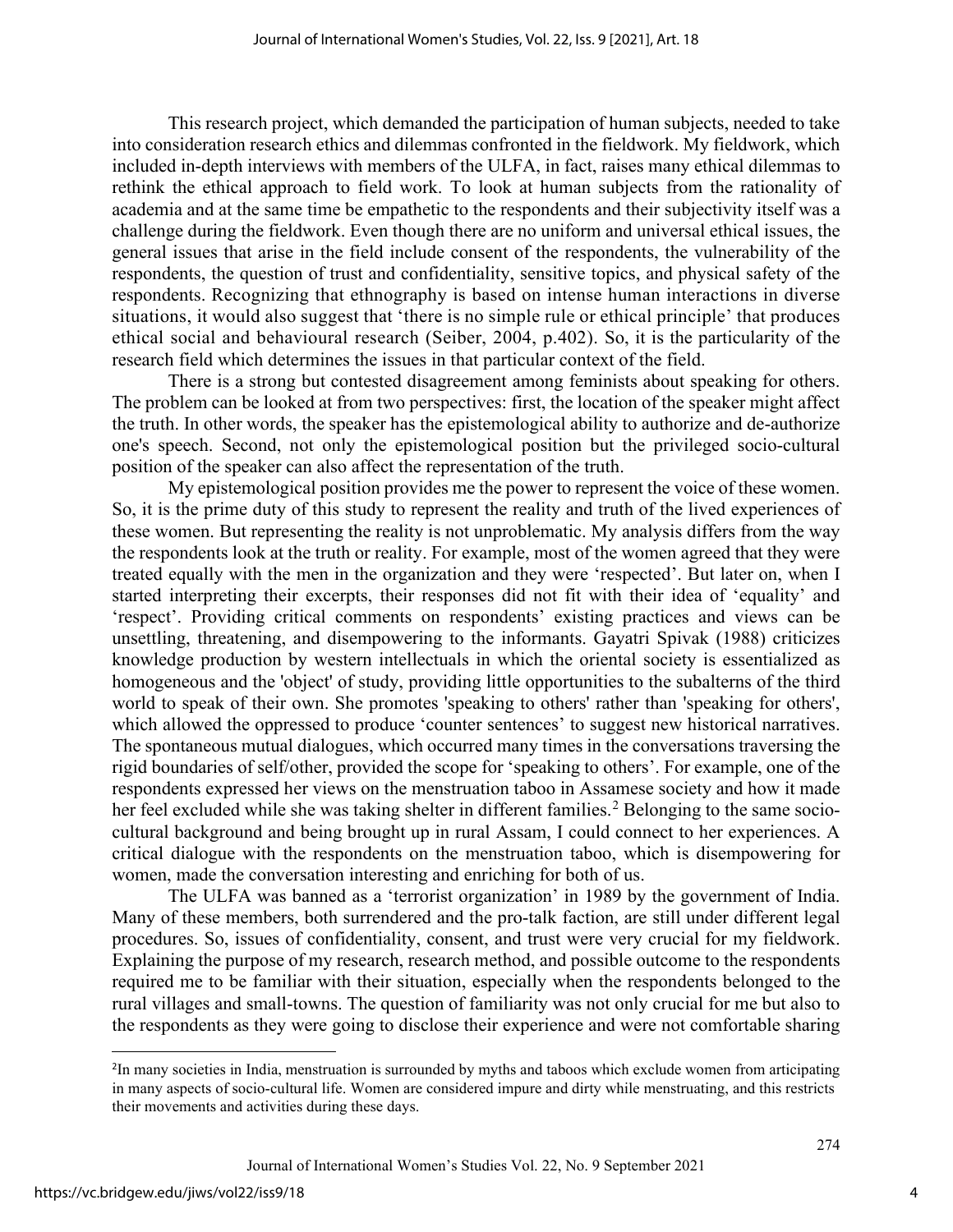This research project, which demanded the participation of human subjects, needed to take into consideration research ethics and dilemmas confronted in the fieldwork. My fieldwork, which included in-depth interviews with members of the ULFA, in fact, raises many ethical dilemmas to rethink the ethical approach to field work. To look at human subjects from the rationality of academia and at the same time be empathetic to the respondents and their subjectivity itself was a challenge during the fieldwork. Even though there are no uniform and universal ethical issues, the general issues that arise in the field include consent of the respondents, the vulnerability of the respondents, the question of trust and confidentiality, sensitive topics, and physical safety of the respondents. Recognizing that ethnography is based on intense human interactions in diverse situations, it would also suggest that 'there is no simple rule or ethical principle' that produces ethical social and behavioural research (Seiber, 2004, p.402). So, it is the particularity of the research field which determines the issues in that particular context of the field.

There is a strong but contested disagreement among feminists about speaking for others. The problem can be looked at from two perspectives: first, the location of the speaker might affect the truth. In other words, the speaker has the epistemological ability to authorize and de-authorize one's speech. Second, not only the epistemological position but the privileged socio-cultural position of the speaker can also affect the representation of the truth.

My epistemological position provides me the power to represent the voice of these women. So, it is the prime duty of this study to represent the reality and truth of the lived experiences of these women. But representing the reality is not unproblematic. My analysis differs from the way the respondents look at the truth or reality. For example, most of the women agreed that they were treated equally with the men in the organization and they were 'respected'. But later on, when I started interpreting their excerpts, their responses did not fit with their idea of 'equality' and 'respect'. Providing critical comments on respondents' existing practices and views can be unsettling, threatening, and disempowering to the informants. Gayatri Spivak (1988) criticizes knowledge production by western intellectuals in which the oriental society is essentialized as homogeneous and the 'object' of study, providing little opportunities to the subalterns of the third world to speak of their own. She promotes 'speaking to others' rather than 'speaking for others', which allowed the oppressed to produce 'counter sentences' to suggest new historical narratives. The spontaneous mutual dialogues, which occurred many times in the conversations traversing the rigid boundaries of self/other, provided the scope for 'speaking to others'. For example, one of the respondents expressed her views on the menstruation taboo in Assamese society and how it made her feel excluded while she was taking shelter in different families.[2] Belonging to the same socio-cultural background and being brought up in rural Assam, I could connect to her experiences. A critical dialogue with the respondents on the menstruation taboo, which is disempowering for women, made the conversation interesting and enriching for both of us.

The ULFA was banned as a 'terrorist organization' in 1989 by the government of India. Many of these members, both surrendered and the pro-talk faction, are still under different legal procedures. So, issues of confidentiality, consent, and trust were very crucial for my fieldwork. Explaining the purpose of my research, research method, and possible outcome to the respondents required me to be familiar with their situation, especially when the respondents belonged to the rural villages and small-towns. The question of familiarity was not only crucial for me but also to the respondents as they were going to disclose their experience and were not comfortable sharing

[2] In many societies in India, menstruation is surrounded by myths and taboos which exclude women from articipating in many aspects of socio-cultural life. Women are considered impure and dirty while menstruating, and this restricts their movements and activities during these days.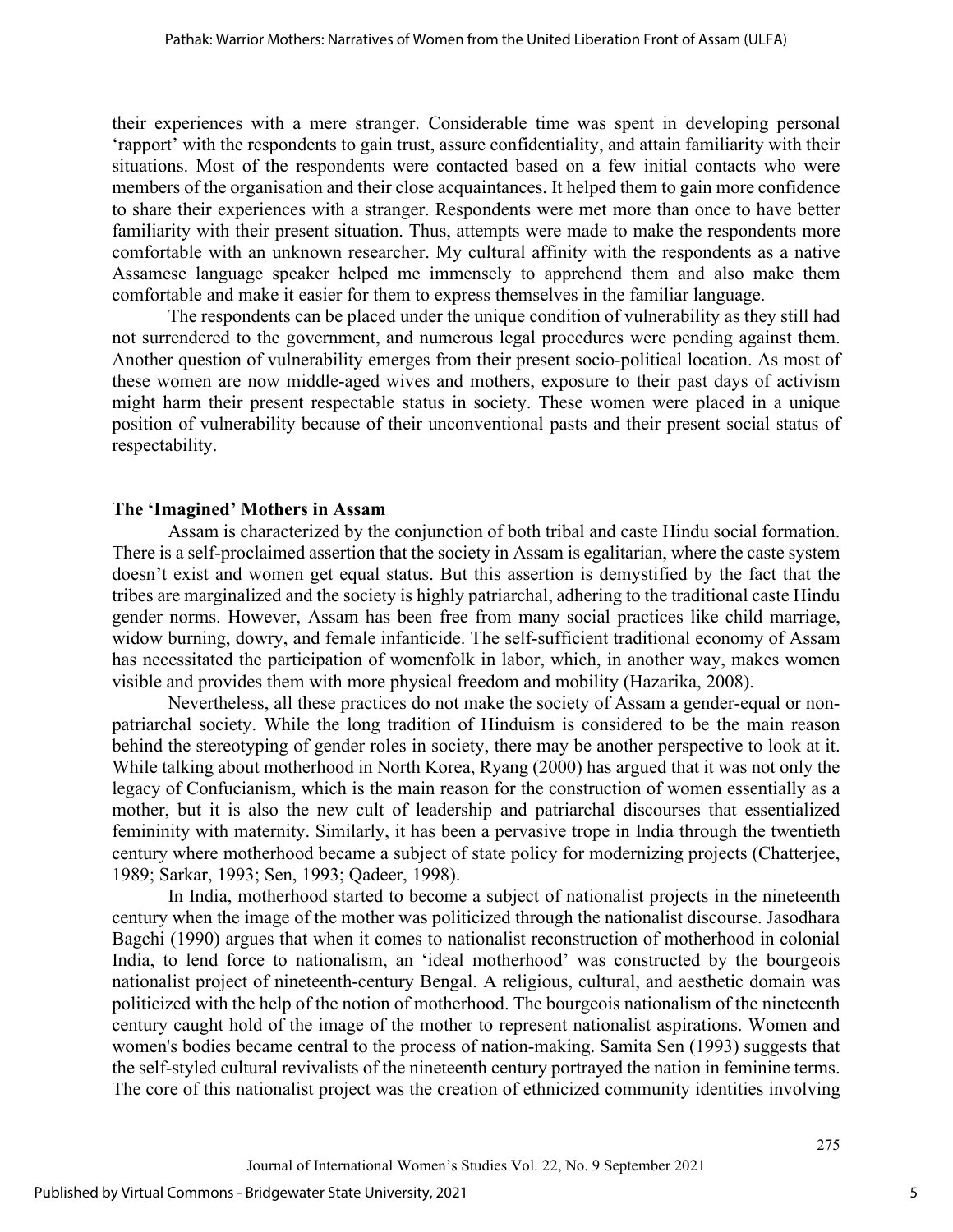their experiences with a mere stranger. Considerable time was spent in developing personal 'rapport' with the respondents to gain trust, assure confidentiality, and attain familiarity with their situations. Most of the respondents were contacted based on a few initial contacts who were members of the organisation and their close acquaintances. It helped them to gain more confidence to share their experiences with a stranger. Respondents were met more than once to have better familiarity with their present situation. Thus, attempts were made to make the respondents more comfortable with an unknown researcher. My cultural affinity with the respondents as a native Assamese language speaker helped me immensely to apprehend them and also make them comfortable and make it easier for them to express themselves in the familiar language.

The respondents can be placed under the unique condition of vulnerability as they still had not surrendered to the government, and numerous legal procedures were pending against them. Another question of vulnerability emerges from their present socio-political location. As most of these women are now middle-aged wives and mothers, exposure to their past days of activism might harm their present respectable status in society. These women were placed in a unique position of vulnerability because of their unconventional pasts and their present social status of respectability.

## The 'Imagined' Mothers in Assam

Assam is characterized by the conjunction of both tribal and caste Hindu social formation. There is a self-proclaimed assertion that the society in Assam is egalitarian, where the caste system doesn't exist and women get equal status. But this assertion is demystified by the fact that the tribes are marginalized and the society is highly patriarchal, adhering to the traditional caste Hindu gender norms. However, Assam has been free from many social practices like child marriage, widow burning, dowry, and female infanticide. The self-sufficient traditional economy of Assam has necessitated the participation of womenfolk in labor, which, in another way, makes women visible and provides them with more physical freedom and mobility (Hazarika, 2008).

Nevertheless, all these practices do not make the society of Assam a gender-equal or non-patriarchal society. While the long tradition of Hinduism is considered to be the main reason behind the stereotyping of gender roles in society, there may be another perspective to look at it. While talking about motherhood in North Korea, Ryang (2000) has argued that it was not only the legacy of Confucianism, which is the main reason for the construction of women essentially as a mother, but it is also the new cult of leadership and patriarchal discourses that essentialized femininity with maternity. Similarly, it has been a pervasive trope in India through the twentieth century where motherhood became a subject of state policy for modernizing projects (Chatterjee, 1989; Sarkar, 1993; Sen, 1993; Qadeer, 1998).

In India, motherhood started to become a subject of nationalist projects in the nineteenth century when the image of the mother was politicized through the nationalist discourse. Jasodhara Bagchi (1990) argues that when it comes to nationalist reconstruction of motherhood in colonial India, to lend force to nationalism, an 'ideal motherhood' was constructed by the bourgeois nationalist project of nineteenth-century Bengal. A religious, cultural, and aesthetic domain was politicized with the help of the notion of motherhood. The bourgeois nationalism of the nineteenth century caught hold of the image of the mother to represent nationalist aspirations. Women and women's bodies became central to the process of nation-making. Samita Sen (1993) suggests that the self-styled cultural revivalists of the nineteenth century portrayed the nation in feminine terms. The core of this nationalist project was the creation of ethnicized community identities involving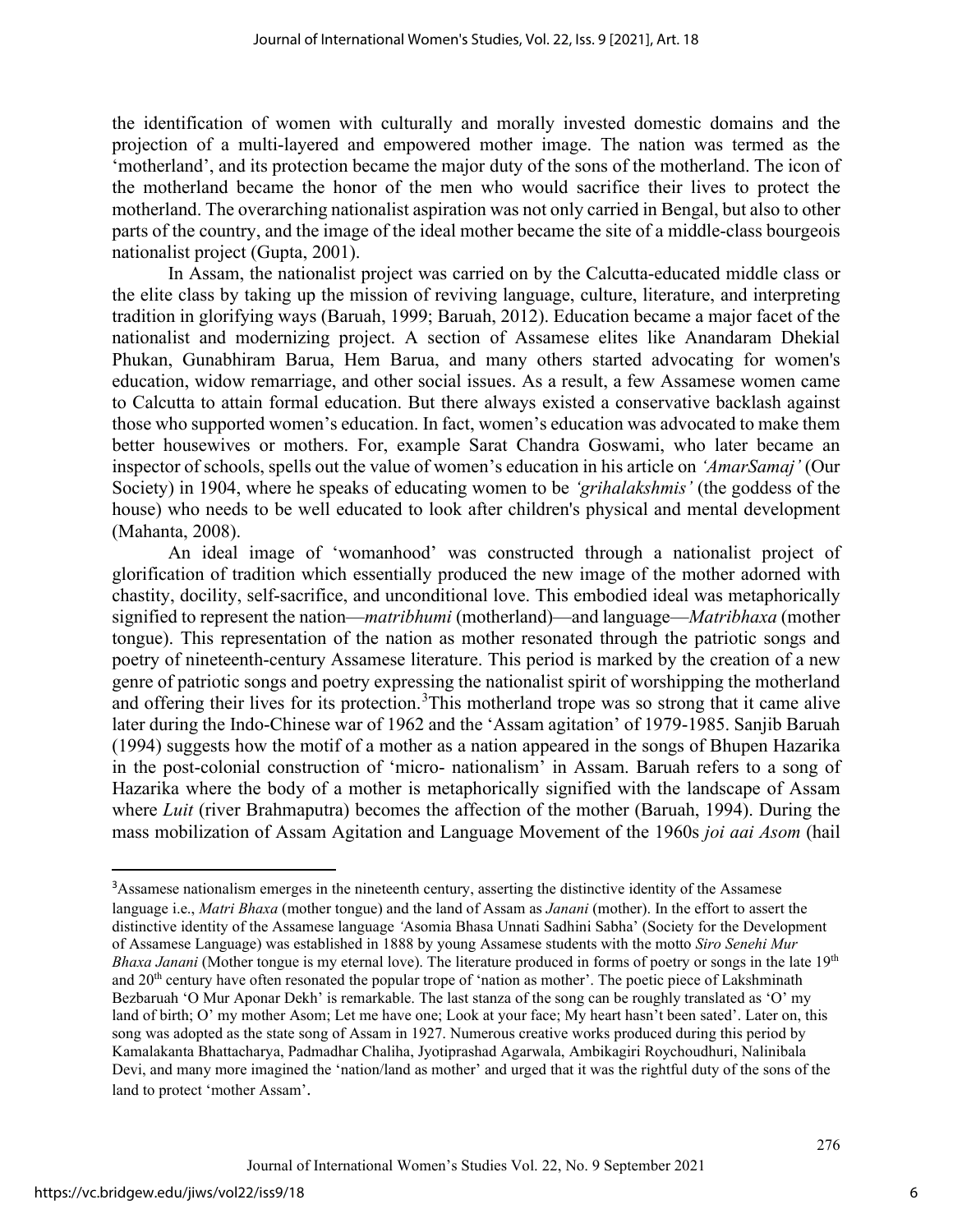the identification of women with culturally and morally invested domestic domains and the projection of a multi-layered and empowered mother image. The nation was termed as the 'motherland', and its protection became the major duty of the sons of the motherland. The icon of the motherland became the honor of the men who would sacrifice their lives to protect the motherland. The overarching nationalist aspiration was not only carried in Bengal, but also to other parts of the country, and the image of the ideal mother became the site of a middle-class bourgeois nationalist project (Gupta, 2001).

In Assam, the nationalist project was carried on by the Calcutta-educated middle class or the elite class by taking up the mission of reviving language, culture, literature, and interpreting tradition in glorifying ways (Baruah, 1999; Baruah, 2012). Education became a major facet of the nationalist and modernizing project. A section of Assamese elites like Anandaram Dhekial Phukan, Gunabhiram Barua, Hem Barua, and many others started advocating for women's education, widow remarriage, and other social issues. As a result, a few Assamese women came to Calcutta to attain formal education. But there always existed a conservative backlash against those who supported women's education. In fact, women's education was advocated to make them better housewives or mothers. For, example Sarat Chandra Goswami, who later became an inspector of schools, spells out the value of women's education in his article on *'AmarSamaj'* (Our Society) in 1904, where he speaks of educating women to be *'grihalakshmis'* (the goddess of the house) who needs to be well educated to look after children's physical and mental development (Mahanta, 2008).

An ideal image of 'womanhood' was constructed through a nationalist project of glorification of tradition which essentially produced the new image of the mother adorned with chastity, docility, self-sacrifice, and unconditional love. This embodied ideal was metaphorically signified to represent the nation—*matribhumi* (motherland)—and language—*Matribhaxa* (mother tongue). This representation of the nation as mother resonated through the patriotic songs and poetry of nineteenth-century Assamese literature. This period is marked by the creation of a new genre of patriotic songs and poetry expressing the nationalist spirit of worshipping the motherland and offering their lives for its protection.[3] This motherland trope was so strong that it came alive later during the Indo-Chinese war of 1962 and the 'Assam agitation' of 1979-1985. Sanjib Baruah (1994) suggests how the motif of a mother as a nation appeared in the songs of Bhupen Hazarika in the post-colonial construction of 'micro- nationalism' in Assam. Baruah refers to a song of Hazarika where the body of a mother is metaphorically signified with the landscape of Assam where *Luit* (river Brahmaputra) becomes the affection of the mother (Baruah, 1994). During the mass mobilization of Assam Agitation and Language Movement of the 1960s *joi aai Asom* (hail

---

[3] Assamese nationalism emerges in the nineteenth century, asserting the distinctive identity of the Assamese language i.e., *Matri Bhaxa* (mother tongue) and the land of Assam as *Janani* (mother). In the effort to assert the distinctive identity of the Assamese language 'Asomia Bhasa Unnati Sadhini Sabha' (Society for the Development of Assamese Language) was established in 1888 by young Assamese students with the motto *Siro Senehi Mur Bhaxa Janani* (Mother tongue is my eternal love). The literature produced in forms of poetry or songs in the late 19th and 20th century have often resonated the popular trope of 'nation as mother'. The poetic piece of Lakshminath Bezbaruah 'O Mur Aponar Dekh' is remarkable. The last stanza of the song can be roughly translated as 'O' my land of birth; O' my mother Asom; Let me have one; Look at your face; My heart hasn't been sated'. Later on, this song was adopted as the state song of Assam in 1927. Numerous creative works produced during this period by Kamalakanta Bhattacharya, Padmadhar Chaliha, Jyotiprashad Agarwala, Ambikagiri Roychoudhuri, Nalinibala Devi, and many more imagined the 'nation/land as mother' and urged that it was the rightful duty of the sons of the land to protect 'mother Assam'.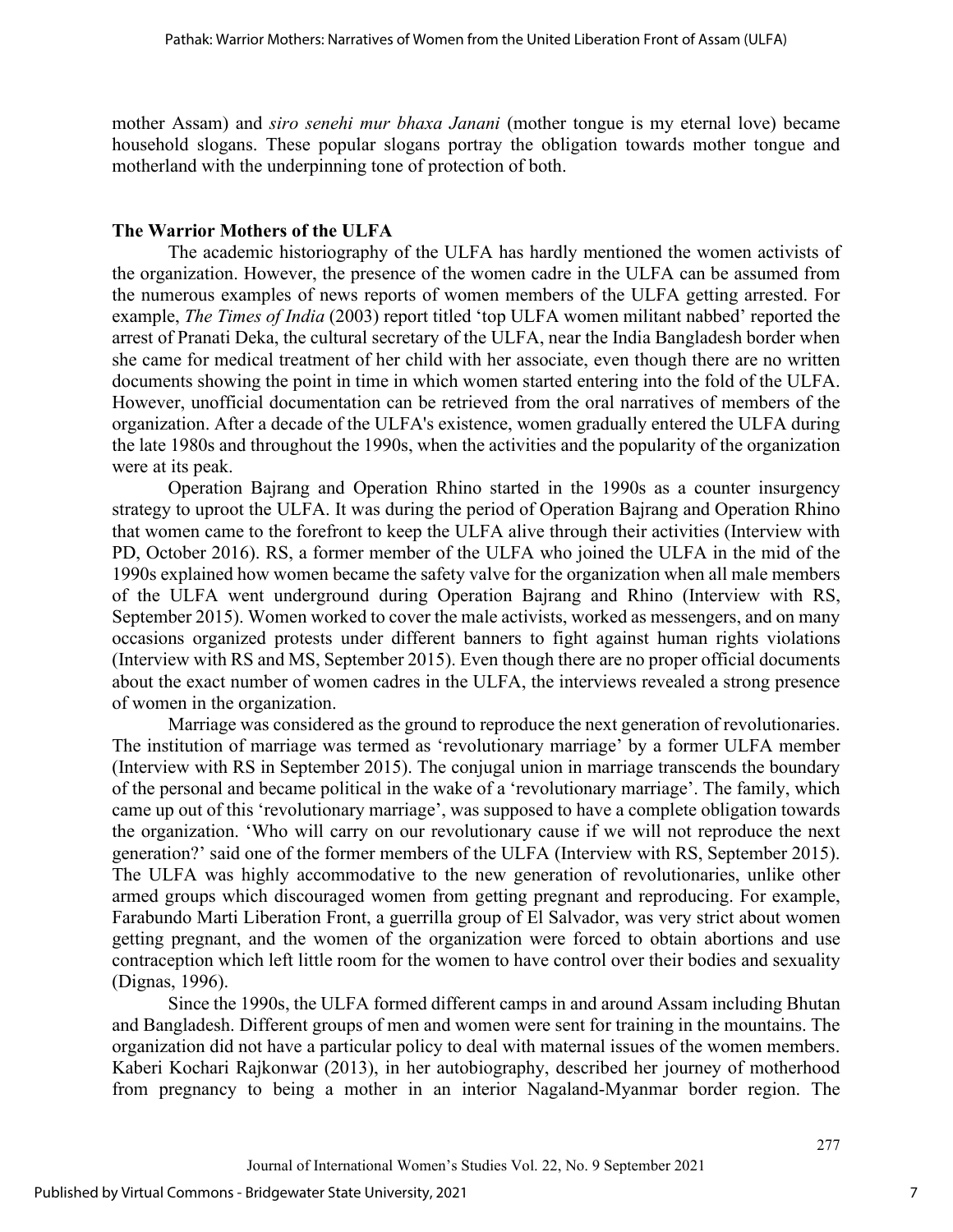mother Assam) and *siro senehi mur bhaxa Janani* (mother tongue is my eternal love) became household slogans. These popular slogans portray the obligation towards mother tongue and motherland with the underpinning tone of protection of both.

## The Warrior Mothers of the ULFA

The academic historiography of the ULFA has hardly mentioned the women activists of the organization. However, the presence of the women cadre in the ULFA can be assumed from the numerous examples of news reports of women members of the ULFA getting arrested. For example, *The Times of India* (2003) report titled 'top ULFA women militant nabbed' reported the arrest of Pranati Deka, the cultural secretary of the ULFA, near the India Bangladesh border when she came for medical treatment of her child with her associate, even though there are no written documents showing the point in time in which women started entering into the fold of the ULFA. However, unofficial documentation can be retrieved from the oral narratives of members of the organization. After a decade of the ULFA's existence, women gradually entered the ULFA during the late 1980s and throughout the 1990s, when the activities and the popularity of the organization were at its peak.

Operation Bajrang and Operation Rhino started in the 1990s as a counter insurgency strategy to uproot the ULFA. It was during the period of Operation Bajrang and Operation Rhino that women came to the forefront to keep the ULFA alive through their activities (Interview with PD, October 2016). RS, a former member of the ULFA who joined the ULFA in the mid of the 1990s explained how women became the safety valve for the organization when all male members of the ULFA went underground during Operation Bajrang and Rhino (Interview with RS, September 2015). Women worked to cover the male activists, worked as messengers, and on many occasions organized protests under different banners to fight against human rights violations (Interview with RS and MS, September 2015). Even though there are no proper official documents about the exact number of women cadres in the ULFA, the interviews revealed a strong presence of women in the organization.

Marriage was considered as the ground to reproduce the next generation of revolutionaries. The institution of marriage was termed as 'revolutionary marriage' by a former ULFA member (Interview with RS in September 2015). The conjugal union in marriage transcends the boundary of the personal and became political in the wake of a 'revolutionary marriage'. The family, which came up out of this 'revolutionary marriage', was supposed to have a complete obligation towards the organization. 'Who will carry on our revolutionary cause if we will not reproduce the next generation?' said one of the former members of the ULFA (Interview with RS, September 2015). The ULFA was highly accommodative to the new generation of revolutionaries, unlike other armed groups which discouraged women from getting pregnant and reproducing. For example, Farabundo Marti Liberation Front, a guerrilla group of El Salvador, was very strict about women getting pregnant, and the women of the organization were forced to obtain abortions and use contraception which left little room for the women to have control over their bodies and sexuality (Dignas, 1996).

Since the 1990s, the ULFA formed different camps in and around Assam including Bhutan and Bangladesh. Different groups of men and women were sent for training in the mountains. The organization did not have a particular policy to deal with maternal issues of the women members. Kaberi Kochari Rajkonwar (2013), in her autobiography, described her journey of motherhood from pregnancy to being a mother in an interior Nagaland-Myanmar border region. The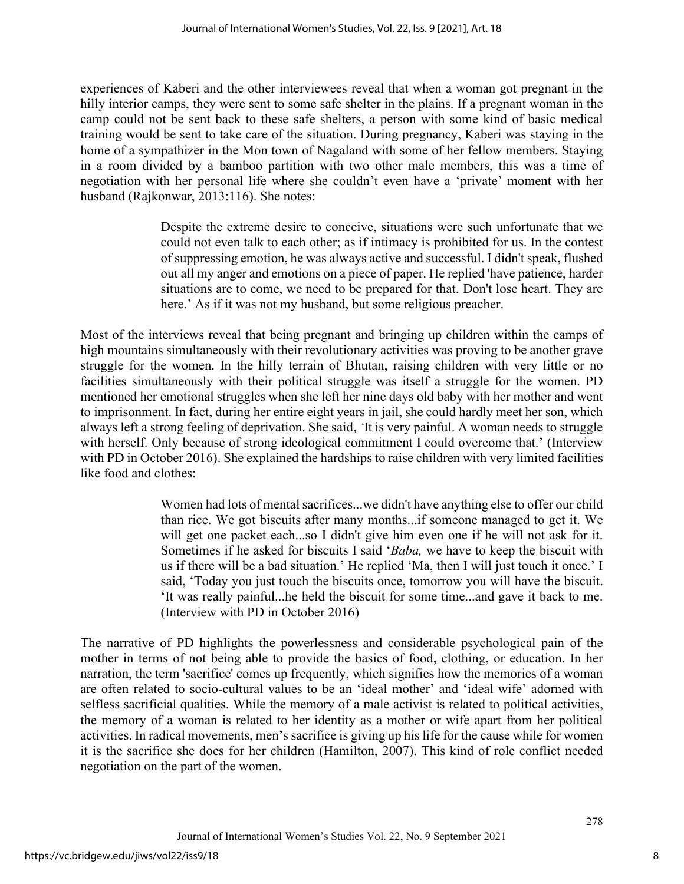experiences of Kaberi and the other interviewees reveal that when a woman got pregnant in the hilly interior camps, they were sent to some safe shelter in the plains. If a pregnant woman in the camp could not be sent back to these safe shelters, a person with some kind of basic medical training would be sent to take care of the situation. During pregnancy, Kaberi was staying in the home of a sympathizer in the Mon town of Nagaland with some of her fellow members. Staying in a room divided by a bamboo partition with two other male members, this was a time of negotiation with her personal life where she couldn't even have a 'private' moment with her husband (Rajkonwar, 2013:116). She notes:

> Despite the extreme desire to conceive, situations were such unfortunate that we could not even talk to each other; as if intimacy is prohibited for us. In the contest of suppressing emotion, he was always active and successful. I didn't speak, flushed out all my anger and emotions on a piece of paper. He replied 'have patience, harder situations are to come, we need to be prepared for that. Don't lose heart. They are here.' As if it was not my husband, but some religious preacher.

Most of the interviews reveal that being pregnant and bringing up children within the camps of high mountains simultaneously with their revolutionary activities was proving to be another grave struggle for the women. In the hilly terrain of Bhutan, raising children with very little or no facilities simultaneously with their political struggle was itself a struggle for the women. PD mentioned her emotional struggles when she left her nine days old baby with her mother and went to imprisonment. In fact, during her entire eight years in jail, she could hardly meet her son, which always left a strong feeling of deprivation. She said, *'*It is very painful. A woman needs to struggle with herself. Only because of strong ideological commitment I could overcome that.' (Interview with PD in October 2016). She explained the hardships to raise children with very limited facilities like food and clothes:

> Women had lots of mental sacrifices...we didn't have anything else to offer our child than rice. We got biscuits after many months...if someone managed to get it. We will get one packet each...so I didn't give him even one if he will not ask for it. Sometimes if he asked for biscuits I said '*Baba,* we have to keep the biscuit with us if there will be a bad situation.' He replied 'Ma, then I will just touch it once.' I said, 'Today you just touch the biscuits once, tomorrow you will have the biscuit. 'It was really painful...he held the biscuit for some time...and gave it back to me. (Interview with PD in October 2016)

The narrative of PD highlights the powerlessness and considerable psychological pain of the mother in terms of not being able to provide the basics of food, clothing, or education. In her narration, the term 'sacrifice' comes up frequently, which signifies how the memories of a woman are often related to socio-cultural values to be an 'ideal mother' and 'ideal wife' adorned with selfless sacrificial qualities. While the memory of a male activist is related to political activities, the memory of a woman is related to her identity as a mother or wife apart from her political activities. In radical movements, men's sacrifice is giving up his life for the cause while for women it is the sacrifice she does for her children (Hamilton, 2007). This kind of role conflict needed negotiation on the part of the women.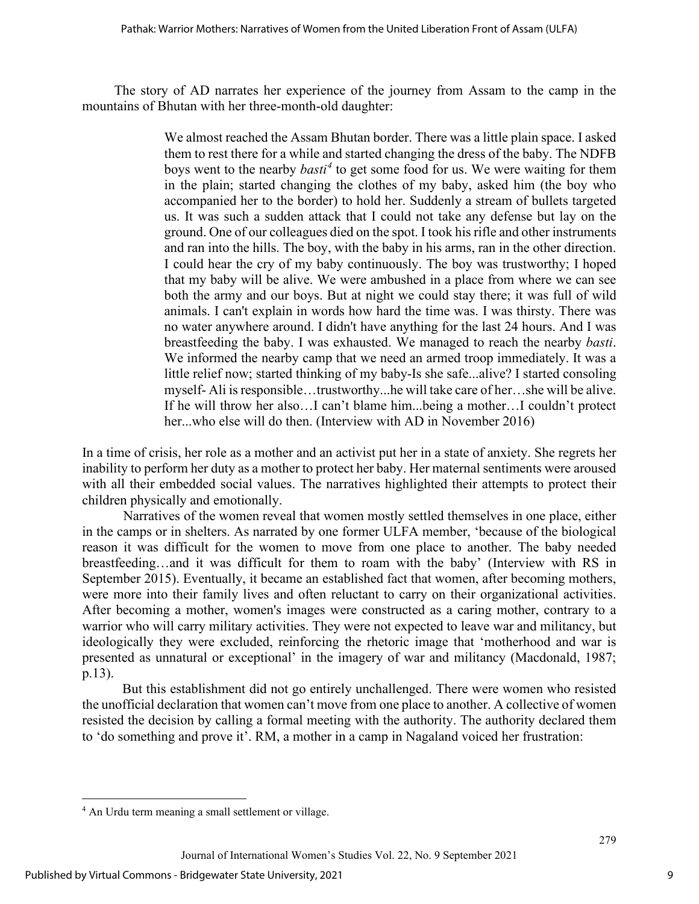The story of AD narrates her experience of the journey from Assam to the camp in the mountains of Bhutan with her three-month-old daughter:

> We almost reached the Assam Bhutan border. There was a little plain space. I asked them to rest there for a while and started changing the dress of the baby. The NDFB boys went to the nearby *basti*[4] to get some food for us. We were waiting for them in the plain; started changing the clothes of my baby, asked him (the boy who accompanied her to the border) to hold her. Suddenly a stream of bullets targeted us. It was such a sudden attack that I could not take any defense but lay on the ground. One of our colleagues died on the spot. I took his rifle and other instruments and ran into the hills. The boy, with the baby in his arms, ran in the other direction. I could hear the cry of my baby continuously. The boy was trustworthy; I hoped that my baby will be alive. We were ambushed in a place from where we can see both the army and our boys. But at night we could stay there; it was full of wild animals. I can't explain in words how hard the time was. I was thirsty. There was no water anywhere around. I didn't have anything for the last 24 hours. And I was breastfeeding the baby. I was exhausted. We managed to reach the nearby *basti*. We informed the nearby camp that we need an armed troop immediately. It was a little relief now; started thinking of my baby-Is she safe...alive? I started consoling myself- Ali is responsible…trustworthy...he will take care of her…she will be alive. If he will throw her also…I can't blame him...being a mother…I couldn't protect her...who else will do then. (Interview with AD in November 2016)

In a time of crisis, her role as a mother and an activist put her in a state of anxiety. She regrets her inability to perform her duty as a mother to protect her baby. Her maternal sentiments were aroused with all their embedded social values. The narratives highlighted their attempts to protect their children physically and emotionally.

Narratives of the women reveal that women mostly settled themselves in one place, either in the camps or in shelters. As narrated by one former ULFA member, 'because of the biological reason it was difficult for the women to move from one place to another. The baby needed breastfeeding…and it was difficult for them to roam with the baby' (Interview with RS in September 2015). Eventually, it became an established fact that women, after becoming mothers, were more into their family lives and often reluctant to carry on their organizational activities. After becoming a mother, women's images were constructed as a caring mother, contrary to a warrior who will carry military activities. They were not expected to leave war and militancy, but ideologically they were excluded, reinforcing the rhetoric image that 'motherhood and war is presented as unnatural or exceptional' in the imagery of war and militancy (Macdonald, 1987; p.13).

But this establishment did not go entirely unchallenged. There were women who resisted the unofficial declaration that women can't move from one place to another. A collective of women resisted the decision by calling a formal meeting with the authority. The authority declared them to 'do something and prove it'. RM, a mother in a camp in Nagaland voiced her frustration:

---

[4] An Urdu term meaning a small settlement or village.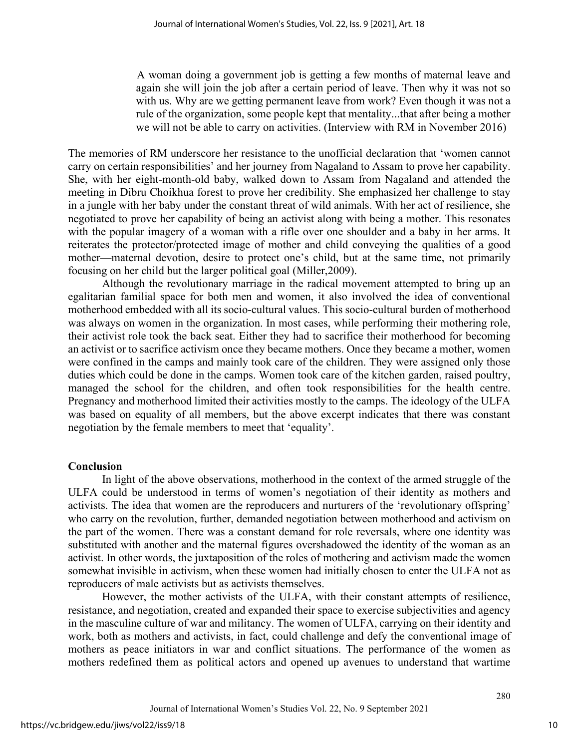> A woman doing a government job is getting a few months of maternal leave and again she will join the job after a certain period of leave. Then why it was not so with us. Why are we getting permanent leave from work? Even though it was not a rule of the organization, some people kept that mentality...that after being a mother we will not be able to carry on activities. (Interview with RM in November 2016)

The memories of RM underscore her resistance to the unofficial declaration that 'women cannot carry on certain responsibilities' and her journey from Nagaland to Assam to prove her capability. She, with her eight-month-old baby, walked down to Assam from Nagaland and attended the meeting in Dibru Choikhua forest to prove her credibility. She emphasized her challenge to stay in a jungle with her baby under the constant threat of wild animals. With her act of resilience, she negotiated to prove her capability of being an activist along with being a mother. This resonates with the popular imagery of a woman with a rifle over one shoulder and a baby in her arms. It reiterates the protector/protected image of mother and child conveying the qualities of a good mother—maternal devotion, desire to protect one's child, but at the same time, not primarily focusing on her child but the larger political goal (Miller,2009).

Although the revolutionary marriage in the radical movement attempted to bring up an egalitarian familial space for both men and women, it also involved the idea of conventional motherhood embedded with all its socio-cultural values. This socio-cultural burden of motherhood was always on women in the organization. In most cases, while performing their mothering role, their activist role took the back seat. Either they had to sacrifice their motherhood for becoming an activist or to sacrifice activism once they became mothers. Once they became a mother, women were confined in the camps and mainly took care of the children. They were assigned only those duties which could be done in the camps. Women took care of the kitchen garden, raised poultry, managed the school for the children, and often took responsibilities for the health centre. Pregnancy and motherhood limited their activities mostly to the camps. The ideology of the ULFA was based on equality of all members, but the above excerpt indicates that there was constant negotiation by the female members to meet that 'equality'.

## Conclusion

In light of the above observations, motherhood in the context of the armed struggle of the ULFA could be understood in terms of women's negotiation of their identity as mothers and activists. The idea that women are the reproducers and nurturers of the 'revolutionary offspring' who carry on the revolution, further, demanded negotiation between motherhood and activism on the part of the women. There was a constant demand for role reversals, where one identity was substituted with another and the maternal figures overshadowed the identity of the woman as an activist. In other words, the juxtaposition of the roles of mothering and activism made the women somewhat invisible in activism, when these women had initially chosen to enter the ULFA not as reproducers of male activists but as activists themselves.

However, the mother activists of the ULFA, with their constant attempts of resilience, resistance, and negotiation, created and expanded their space to exercise subjectivities and agency in the masculine culture of war and militancy. The women of ULFA, carrying on their identity and work, both as mothers and activists, in fact, could challenge and defy the conventional image of mothers as peace initiators in war and conflict situations. The performance of the women as mothers redefined them as political actors and opened up avenues to understand that wartime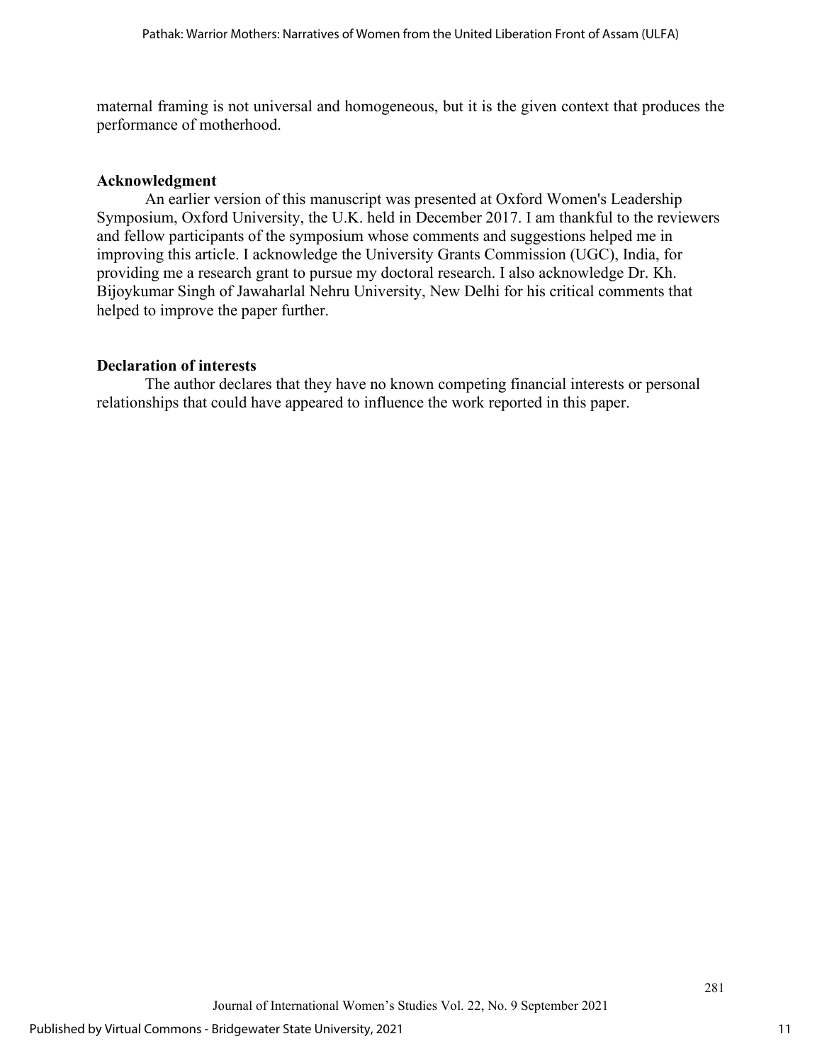maternal framing is not universal and homogeneous, but it is the given context that produces the performance of motherhood.

## Acknowledgment

An earlier version of this manuscript was presented at Oxford Women's Leadership Symposium, Oxford University, the U.K. held in December 2017. I am thankful to the reviewers and fellow participants of the symposium whose comments and suggestions helped me in improving this article. I acknowledge the University Grants Commission (UGC), India, for providing me a research grant to pursue my doctoral research. I also acknowledge Dr. Kh. Bijoykumar Singh of Jawaharlal Nehru University, New Delhi for his critical comments that helped to improve the paper further.

## Declaration of interests

The author declares that they have no known competing financial interests or personal relationships that could have appeared to influence the work reported in this paper.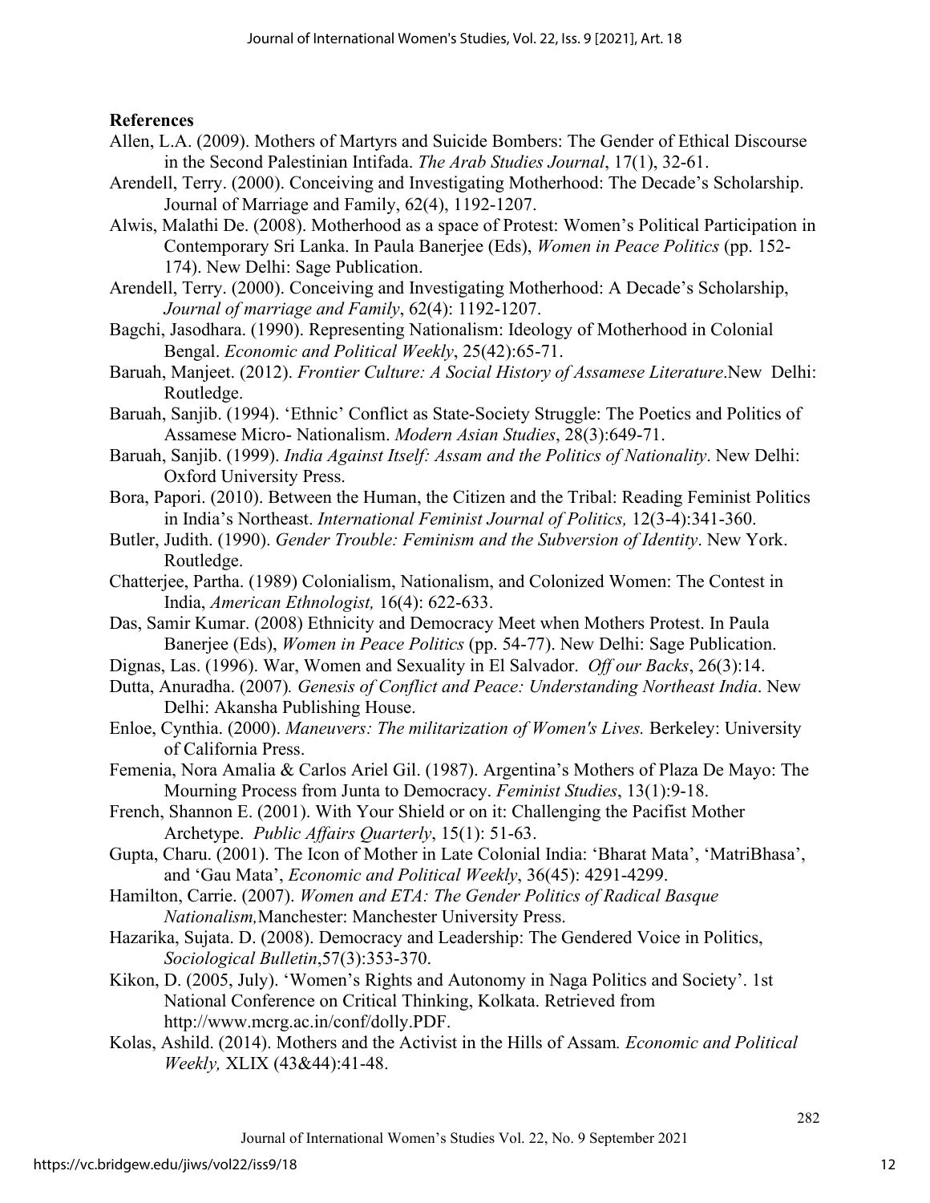## References

Allen, L.A. (2009). Mothers of Martyrs and Suicide Bombers: The Gender of Ethical Discourse in the Second Palestinian Intifada. *The Arab Studies Journal*, 17(1), 32-61.

Arendell, Terry. (2000). Conceiving and Investigating Motherhood: The Decade's Scholarship. Journal of Marriage and Family, 62(4), 1192-1207.

Alwis, Malathi De. (2008). Motherhood as a space of Protest: Women's Political Participation in Contemporary Sri Lanka. In Paula Banerjee (Eds), *Women in Peace Politics* (pp. 152-174). New Delhi: Sage Publication.

Arendell, Terry. (2000). Conceiving and Investigating Motherhood: A Decade's Scholarship, *Journal of marriage and Family*, 62(4): 1192-1207.

Bagchi, Jasodhara. (1990). Representing Nationalism: Ideology of Motherhood in Colonial Bengal. *Economic and Political Weekly*, 25(42):65-71.

Baruah, Manjeet. (2012). *Frontier Culture: A Social History of Assamese Literature*.New Delhi: Routledge.

Baruah, Sanjib. (1994). 'Ethnic' Conflict as State-Society Struggle: The Poetics and Politics of Assamese Micro- Nationalism. *Modern Asian Studies*, 28(3):649-71.

Baruah, Sanjib. (1999). *India Against Itself: Assam and the Politics of Nationality*. New Delhi: Oxford University Press.

Bora, Papori. (2010). Between the Human, the Citizen and the Tribal: Reading Feminist Politics in India's Northeast. *International Feminist Journal of Politics,* 12(3-4):341-360.

Butler, Judith. (1990). *Gender Trouble: Feminism and the Subversion of Identity*. New York. Routledge.

Chatterjee, Partha. (1989) Colonialism, Nationalism, and Colonized Women: The Contest in India, *American Ethnologist,* 16(4): 622-633.

Das, Samir Kumar. (2008) Ethnicity and Democracy Meet when Mothers Protest. In Paula Banerjee (Eds), *Women in Peace Politics* (pp. 54-77). New Delhi: Sage Publication.

Dignas, Las. (1996). War, Women and Sexuality in El Salvador. *Off our Backs*, 26(3):14.

Dutta, Anuradha. (2007)*. Genesis of Conflict and Peace: Understanding Northeast India*. New Delhi: Akansha Publishing House.

Enloe, Cynthia. (2000). *Maneuvers: The militarization of Women's Lives.* Berkeley: University of California Press.

Femenia, Nora Amalia & Carlos Ariel Gil. (1987). Argentina's Mothers of Plaza De Mayo: The Mourning Process from Junta to Democracy. *Feminist Studies*, 13(1):9-18.

French, Shannon E. (2001). With Your Shield or on it: Challenging the Pacifist Mother Archetype. *Public Affairs Quarterly*, 15(1): 51-63.

Gupta, Charu. (2001). The Icon of Mother in Late Colonial India: 'Bharat Mata', 'MatriBhasa', and 'Gau Mata', *Economic and Political Weekly*, 36(45): 4291-4299.

Hamilton, Carrie. (2007). *Women and ETA: The Gender Politics of Radical Basque Nationalism,*Manchester: Manchester University Press.

Hazarika, Sujata. D. (2008). Democracy and Leadership: The Gendered Voice in Politics, *Sociological Bulletin*,57(3):353-370.

Kikon, D. (2005, July). 'Women's Rights and Autonomy in Naga Politics and Society'. 1st National Conference on Critical Thinking, Kolkata. Retrieved from http://www.mcrg.ac.in/conf/dolly.PDF.

Kolas, Ashild. (2014). Mothers and the Activist in the Hills of Assam*. Economic and Political Weekly,* XLIX (43&44):41-48.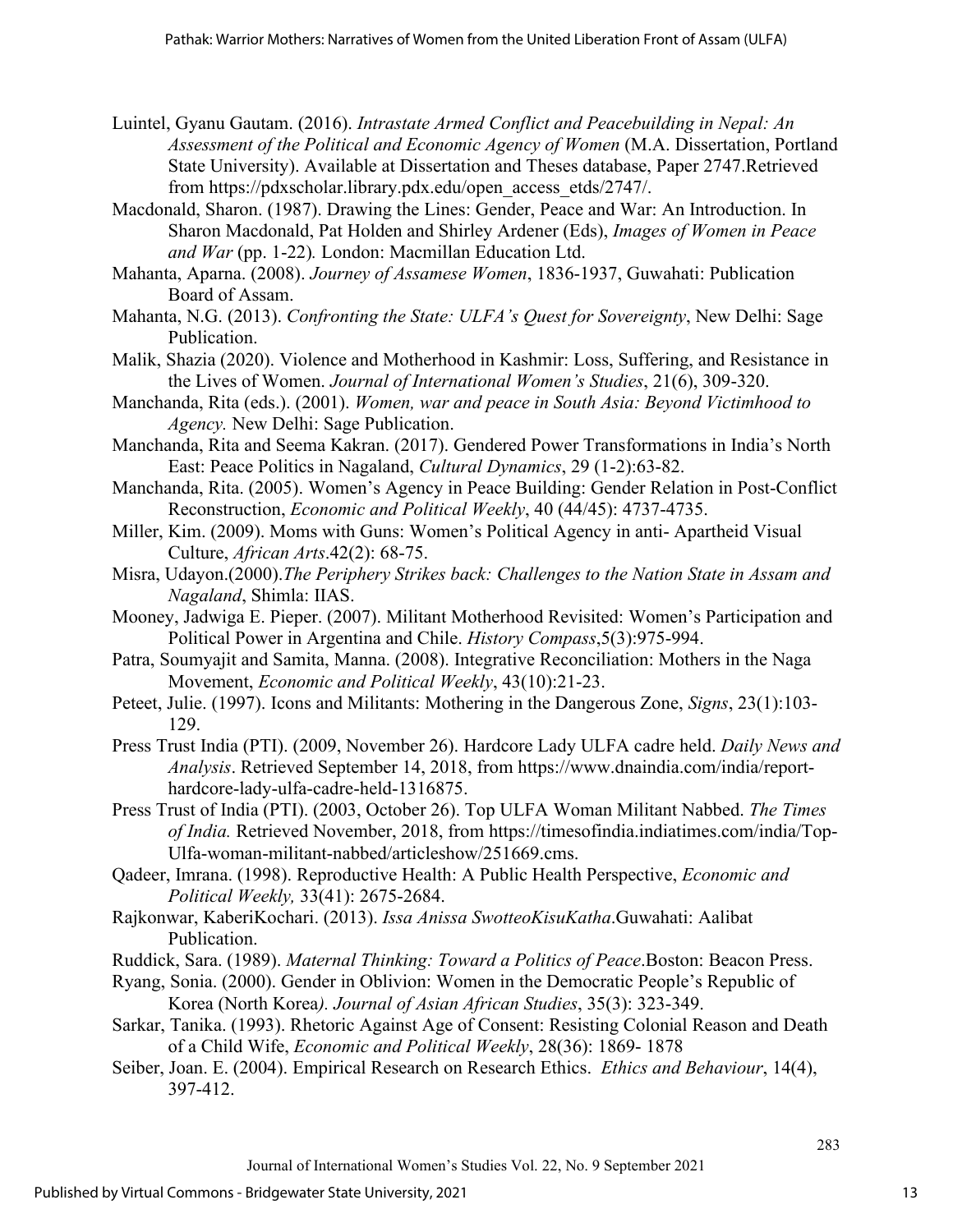Luintel, Gyanu Gautam. (2016). *Intrastate Armed Conflict and Peacebuilding in Nepal: An Assessment of the Political and Economic Agency of Women* (M.A. Dissertation, Portland State University). Available at Dissertation and Theses database, Paper 2747.Retrieved from https://pdxscholar.library.pdx.edu/open_access_etds/2747/.

Macdonald, Sharon. (1987). Drawing the Lines: Gender, Peace and War: An Introduction. In Sharon Macdonald, Pat Holden and Shirley Ardener (Eds), *Images of Women in Peace and War* (pp. 1-22)*.* London: Macmillan Education Ltd.

Mahanta, Aparna. (2008). *Journey of Assamese Women*, 1836-1937, Guwahati: Publication Board of Assam.

Mahanta, N.G. (2013). *Confronting the State: ULFA's Quest for Sovereignty*, New Delhi: Sage Publication.

Malik, Shazia (2020). Violence and Motherhood in Kashmir: Loss, Suffering, and Resistance in the Lives of Women. *Journal of International Women's Studies*, 21(6), 309-320.

Manchanda, Rita (eds.). (2001). *Women, war and peace in South Asia: Beyond Victimhood to Agency.* New Delhi: Sage Publication.

Manchanda, Rita and Seema Kakran. (2017). Gendered Power Transformations in India's North East: Peace Politics in Nagaland, *Cultural Dynamics*, 29 (1-2):63-82.

Manchanda, Rita. (2005). Women's Agency in Peace Building: Gender Relation in Post-Conflict Reconstruction, *Economic and Political Weekly*, 40 (44/45): 4737-4735.

Miller, Kim. (2009). Moms with Guns: Women's Political Agency in anti- Apartheid Visual Culture, *African Arts*.42(2): 68-75.

Misra, Udayon.(2000).*The Periphery Strikes back: Challenges to the Nation State in Assam and Nagaland*, Shimla: IIAS.

Mooney, Jadwiga E. Pieper. (2007). Militant Motherhood Revisited: Women's Participation and Political Power in Argentina and Chile. *History Compass*,5(3):975-994.

Patra, Soumyajit and Samita, Manna. (2008). Integrative Reconciliation: Mothers in the Naga Movement, *Economic and Political Weekly*, 43(10):21-23.

Peteet, Julie. (1997). Icons and Militants: Mothering in the Dangerous Zone, *Signs*, 23(1):103-129.

Press Trust India (PTI). (2009, November 26). Hardcore Lady ULFA cadre held. *Daily News and Analysis*. Retrieved September 14, 2018, from https://www.dnaindia.com/india/report-hardcore-lady-ulfa-cadre-held-1316875.

Press Trust of India (PTI). (2003, October 26). Top ULFA Woman Militant Nabbed. *The Times of India.* Retrieved November, 2018, from https://timesofindia.indiatimes.com/india/Top-Ulfa-woman-militant-nabbed/articleshow/251669.cms.

Qadeer, Imrana. (1998). Reproductive Health: A Public Health Perspective, *Economic and Political Weekly,* 33(41): 2675-2684.

Rajkonwar, KaberiKochari. (2013). *Issa Anissa SwotteoKisuKatha*.Guwahati: Aalibat Publication.

Ruddick, Sara. (1989). *Maternal Thinking: Toward a Politics of Peace*.Boston: Beacon Press.

Ryang, Sonia. (2000). Gender in Oblivion: Women in the Democratic People's Republic of Korea (North Korea*). Journal of Asian African Studies*, 35(3): 323-349.

Sarkar, Tanika. (1993). Rhetoric Against Age of Consent: Resisting Colonial Reason and Death of a Child Wife, *Economic and Political Weekly*, 28(36): 1869- 1878

Seiber, Joan. E. (2004). Empirical Research on Research Ethics. *Ethics and Behaviour*, 14(4), 397-412.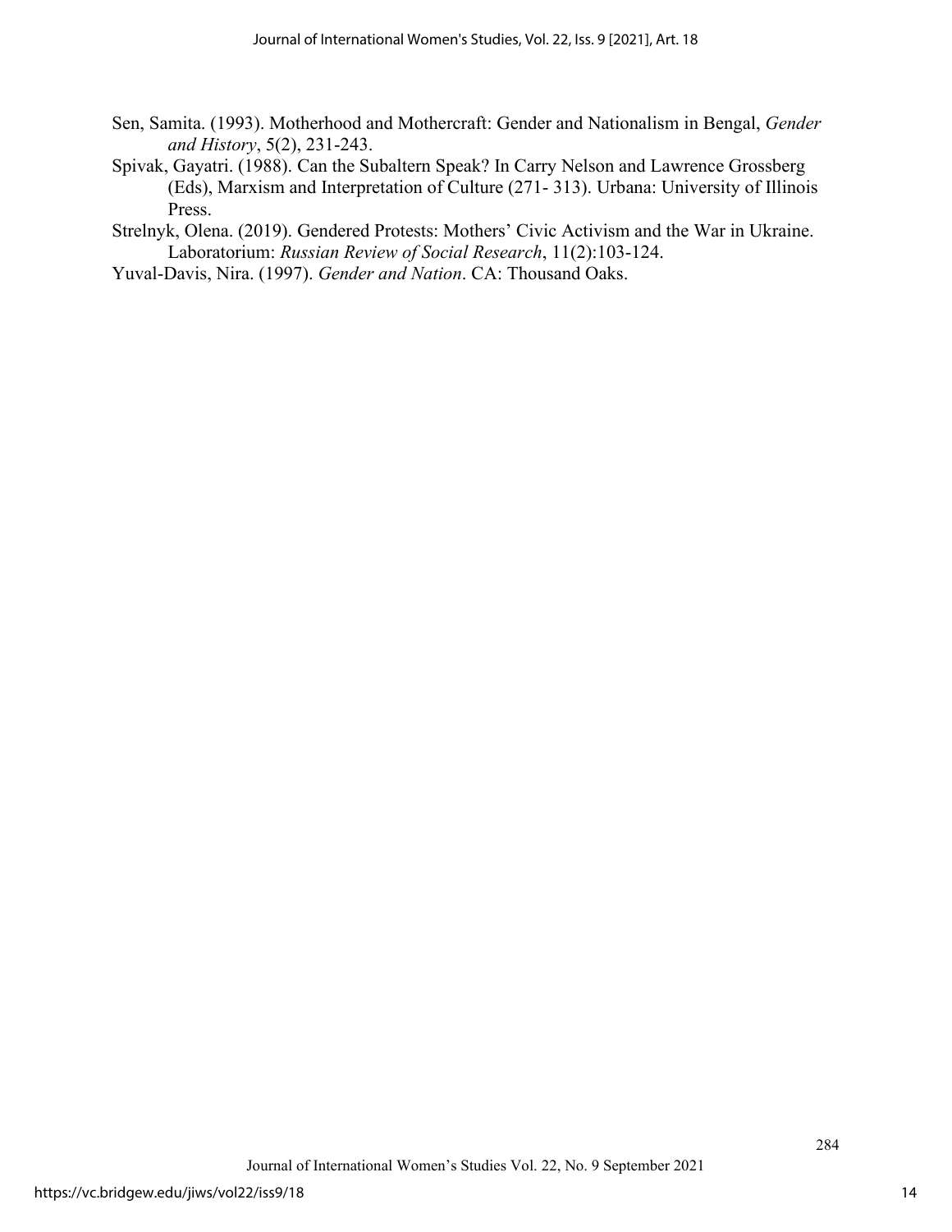Sen, Samita. (1993). Motherhood and Mothercraft: Gender and Nationalism in Bengal, *Gender and History*, 5(2), 231-243.

Spivak, Gayatri. (1988). Can the Subaltern Speak? In Carry Nelson and Lawrence Grossberg (Eds), Marxism and Interpretation of Culture (271- 313). Urbana: University of Illinois Press.

Strelnyk, Olena. (2019). Gendered Protests: Mothers' Civic Activism and the War in Ukraine. Laboratorium: *Russian Review of Social Research*, 11(2):103-124.

Yuval-Davis, Nira. (1997). *Gender and Nation*. CA: Thousand Oaks.